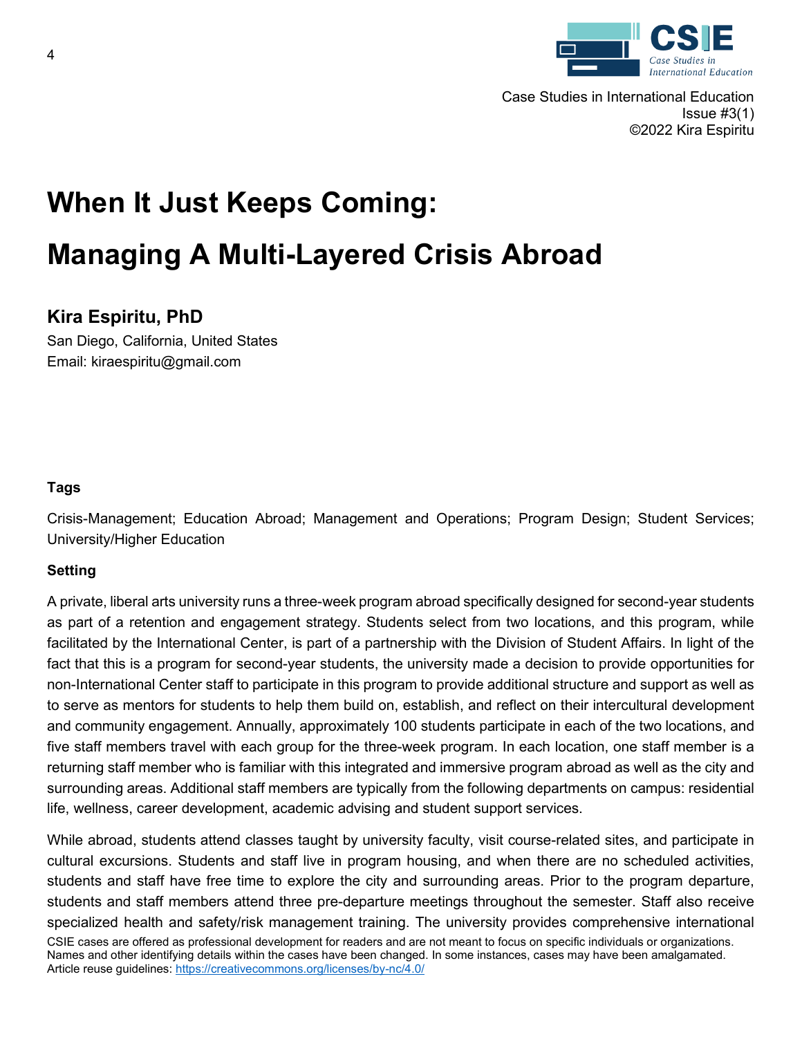Case Studies in International Education
Issue #3(1)
©2022 Kira Espiritu

# When It Just Keeps Coming: Managing A Multi-Layered Crisis Abroad

## Kira Espiritu, PhD

San Diego, California, United States
Email: kiraespiritu@gmail.com

### Tags

Crisis-Management; Education Abroad; Management and Operations; Program Design; Student Services; University/Higher Education

### Setting

A private, liberal arts university runs a three-week program abroad specifically designed for second-year students as part of a retention and engagement strategy. Students select from two locations, and this program, while facilitated by the International Center, is part of a partnership with the Division of Student Affairs. In light of the fact that this is a program for second-year students, the university made a decision to provide opportunities for non-International Center staff to participate in this program to provide additional structure and support as well as to serve as mentors for students to help them build on, establish, and reflect on their intercultural development and community engagement. Annually, approximately 100 students participate in each of the two locations, and five staff members travel with each group for the three-week program. In each location, one staff member is a returning staff member who is familiar with this integrated and immersive program abroad as well as the city and surrounding areas. Additional staff members are typically from the following departments on campus: residential life, wellness, career development, academic advising and student support services.

While abroad, students attend classes taught by university faculty, visit course-related sites, and participate in cultural excursions. Students and staff live in program housing, and when there are no scheduled activities, students and staff have free time to explore the city and surrounding areas. Prior to the program departure, students and staff members attend three pre-departure meetings throughout the semester. Staff also receive specialized health and safety/risk management training. The university provides comprehensive international

CSIE cases are offered as professional development for readers and are not meant to focus on specific individuals or organizations. Names and other identifying details within the cases have been changed. In some instances, cases may have been amalgamated.
Article reuse guidelines: https://creativecommons.org/licenses/by-nc/4.0/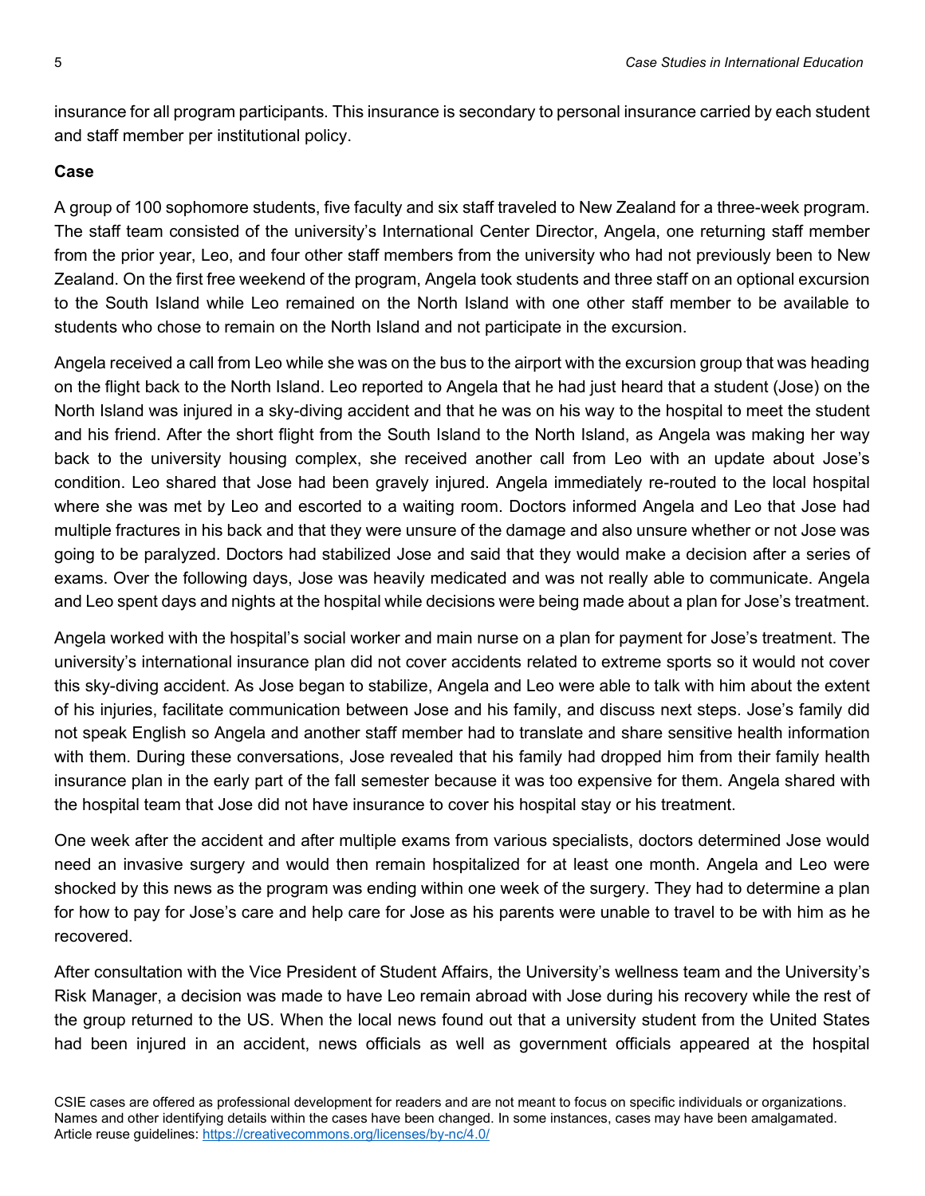insurance for all program participants. This insurance is secondary to personal insurance carried by each student and staff member per institutional policy.

**Case**

A group of 100 sophomore students, five faculty and six staff traveled to New Zealand for a three-week program. The staff team consisted of the university's International Center Director, Angela, one returning staff member from the prior year, Leo, and four other staff members from the university who had not previously been to New Zealand. On the first free weekend of the program, Angela took students and three staff on an optional excursion to the South Island while Leo remained on the North Island with one other staff member to be available to students who chose to remain on the North Island and not participate in the excursion.

Angela received a call from Leo while she was on the bus to the airport with the excursion group that was heading on the flight back to the North Island. Leo reported to Angela that he had just heard that a student (Jose) on the North Island was injured in a sky-diving accident and that he was on his way to the hospital to meet the student and his friend. After the short flight from the South Island to the North Island, as Angela was making her way back to the university housing complex, she received another call from Leo with an update about Jose's condition. Leo shared that Jose had been gravely injured. Angela immediately re-routed to the local hospital where she was met by Leo and escorted to a waiting room. Doctors informed Angela and Leo that Jose had multiple fractures in his back and that they were unsure of the damage and also unsure whether or not Jose was going to be paralyzed. Doctors had stabilized Jose and said that they would make a decision after a series of exams. Over the following days, Jose was heavily medicated and was not really able to communicate. Angela and Leo spent days and nights at the hospital while decisions were being made about a plan for Jose's treatment.

Angela worked with the hospital's social worker and main nurse on a plan for payment for Jose's treatment. The university's international insurance plan did not cover accidents related to extreme sports so it would not cover this sky-diving accident. As Jose began to stabilize, Angela and Leo were able to talk with him about the extent of his injuries, facilitate communication between Jose and his family, and discuss next steps. Jose's family did not speak English so Angela and another staff member had to translate and share sensitive health information with them. During these conversations, Jose revealed that his family had dropped him from their family health insurance plan in the early part of the fall semester because it was too expensive for them. Angela shared with the hospital team that Jose did not have insurance to cover his hospital stay or his treatment.

One week after the accident and after multiple exams from various specialists, doctors determined Jose would need an invasive surgery and would then remain hospitalized for at least one month. Angela and Leo were shocked by this news as the program was ending within one week of the surgery. They had to determine a plan for how to pay for Jose's care and help care for Jose as his parents were unable to travel to be with him as he recovered.

After consultation with the Vice President of Student Affairs, the University's wellness team and the University's Risk Manager, a decision was made to have Leo remain abroad with Jose during his recovery while the rest of the group returned to the US. When the local news found out that a university student from the United States had been injured in an accident, news officials as well as government officials appeared at the hospital

CSIE cases are offered as professional development for readers and are not meant to focus on specific individuals or organizations. Names and other identifying details within the cases have been changed. In some instances, cases may have been amalgamated. Article reuse guidelines: https://creativecommons.org/licenses/by-nc/4.0/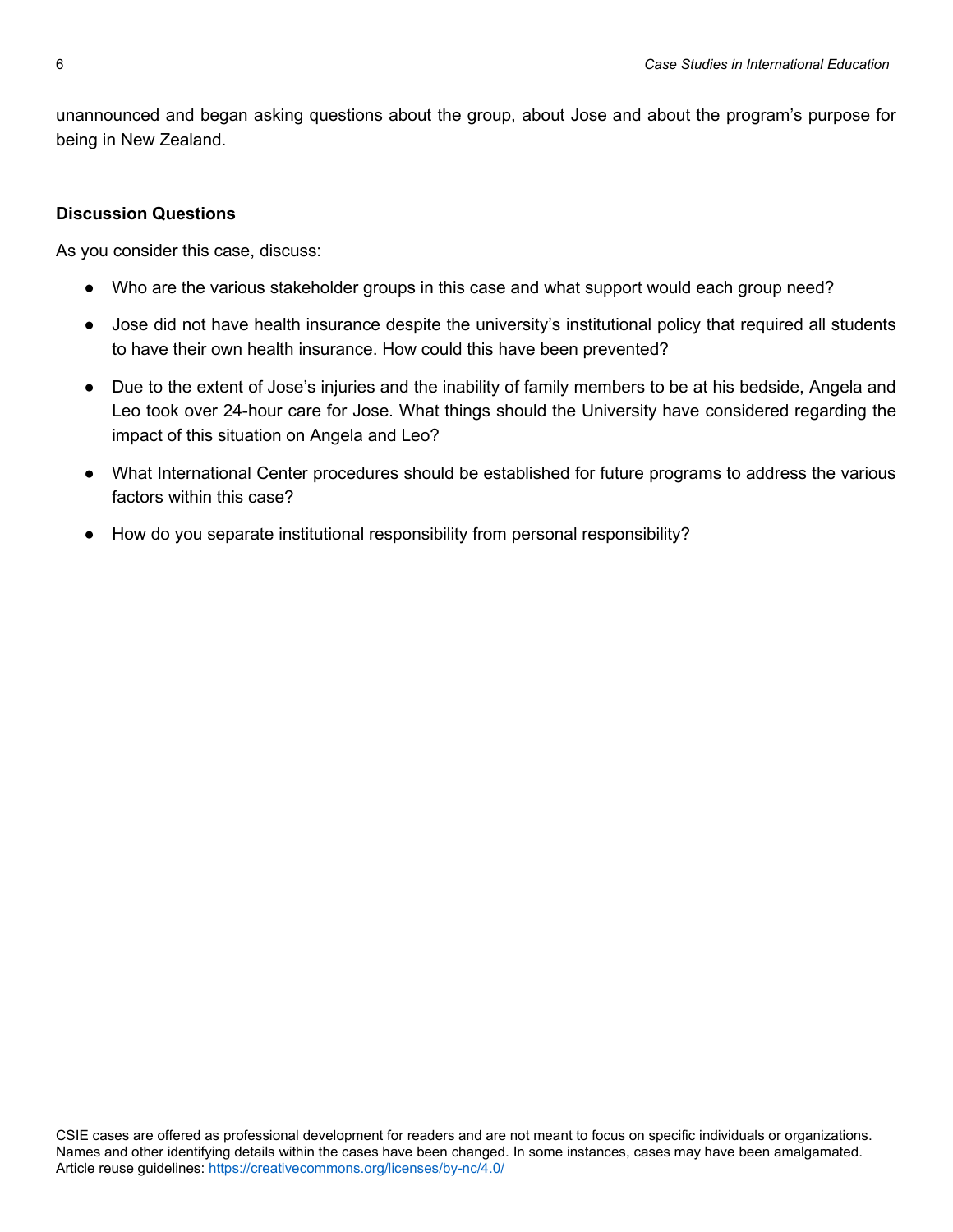unannounced and began asking questions about the group, about Jose and about the program's purpose for being in New Zealand.

**Discussion Questions**

As you consider this case, discuss:

- Who are the various stakeholder groups in this case and what support would each group need?
- Jose did not have health insurance despite the university's institutional policy that required all students to have their own health insurance. How could this have been prevented?
- Due to the extent of Jose's injuries and the inability of family members to be at his bedside, Angela and Leo took over 24-hour care for Jose. What things should the University have considered regarding the impact of this situation on Angela and Leo?
- What International Center procedures should be established for future programs to address the various factors within this case?
- How do you separate institutional responsibility from personal responsibility?

CSIE cases are offered as professional development for readers and are not meant to focus on specific individuals or organizations. Names and other identifying details within the cases have been changed. In some instances, cases may have been amalgamated. Article reuse guidelines: https://creativecommons.org/licenses/by-nc/4.0/